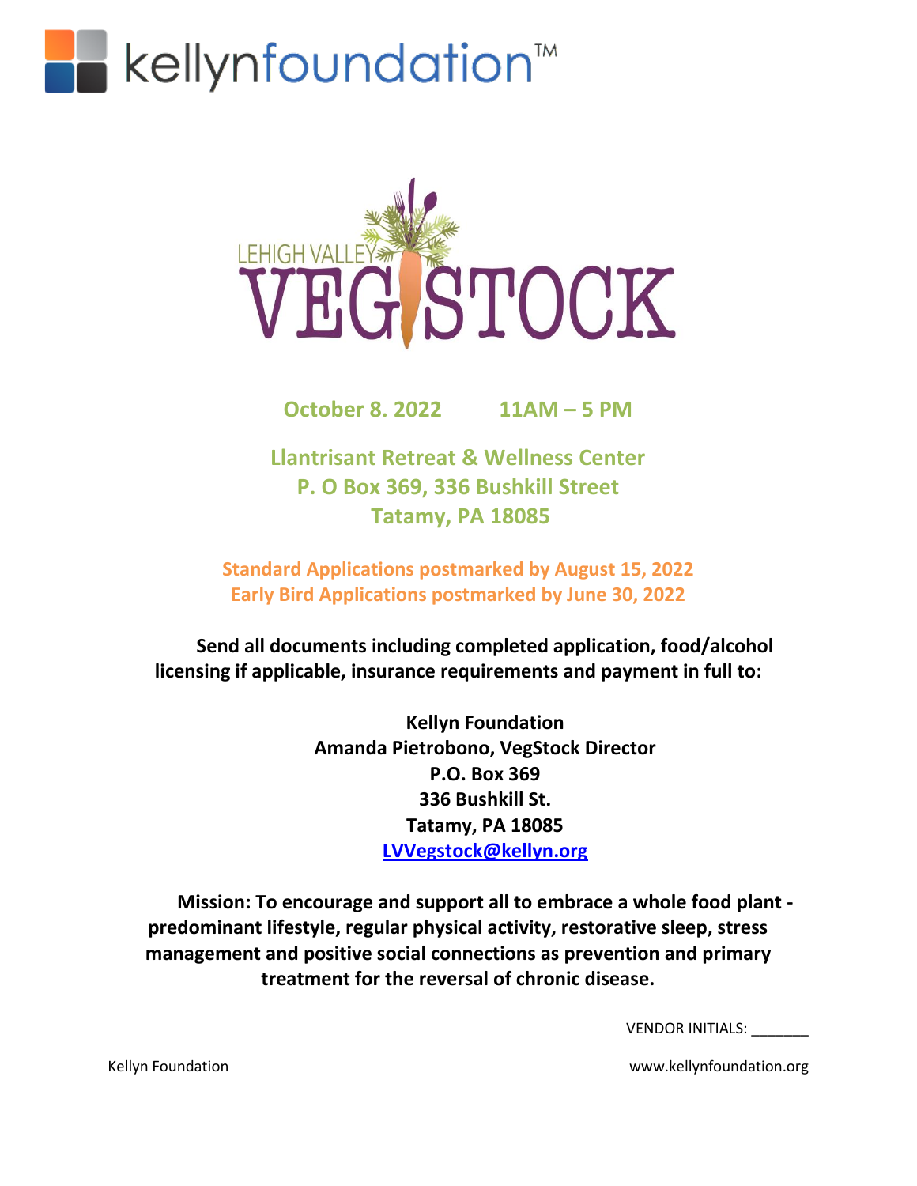# kellynfoundation™

## LEHIGH VALLEY VEGSTOCK

**October 8. 2022 11AM – 5 PM**

**Llantrisant Retreat & Wellness Center**
**P. O Box 369, 336 Bushkill Street**
**Tatamy, PA 18085**

**Standard Applications postmarked by August 15, 2022**
**Early Bird Applications postmarked by June 30, 2022**

**Send all documents including completed application, food/alcohol licensing if applicable, insurance requirements and payment in full to:**

**Kellyn Foundation**
**Amanda Pietrobono, VegStock Director**
**P.O. Box 369**
**336 Bushkill St.**
**Tatamy, PA 18085**
**LVVegstock@kellyn.org**

**Mission: To encourage and support all to embrace a whole food plant - predominant lifestyle, regular physical activity, restorative sleep, stress management and positive social connections as prevention and primary treatment for the reversal of chronic disease.**

VENDOR INITIALS: _______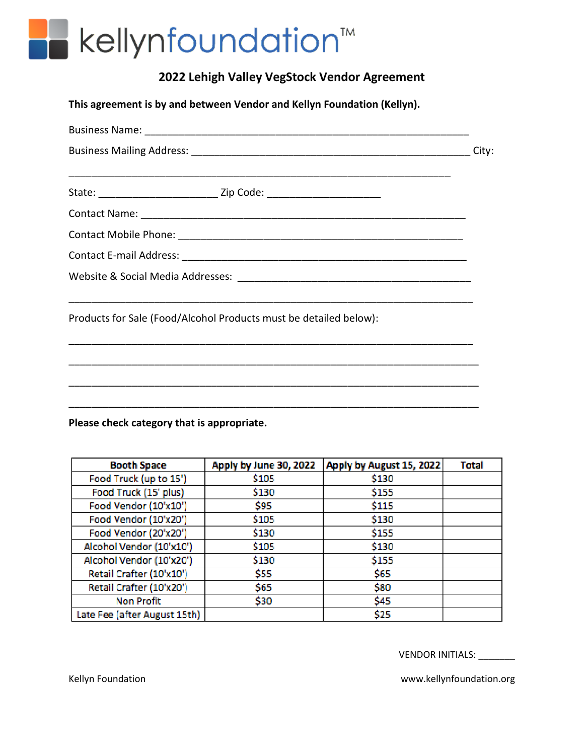kellynfoundation™

## 2022 Lehigh Valley VegStock Vendor Agreement

**This agreement is by and between Vendor and Kellyn Foundation (Kellyn).**

Business Name: ____________________________________________________________

Business Mailing Address: ____________________________________________________ City:

________________________________________________________________________

State: _____________________ Zip Code: ____________________

Contact Name: __________________________________________________________

Contact Mobile Phone: ___________________________________________________

Contact E-mail Address: __________________________________________________

Website & Social Media Addresses: __________________________________________

_________________________________________________________________________

Products for Sale (Food/Alcohol Products must be detailed below):

_________________________________________________________________________

_________________________________________________________________________

_________________________________________________________________________

_________________________________________________________________________

**Please check category that is appropriate.**

| Booth Space | Apply by June 30, 2022 | Apply by August 15, 2022 | Total |
|---|---|---|---|
| Food Truck (up to 15') | $105 | $130 | |
| Food Truck (15' plus) | $130 | $155 | |
| Food Vendor (10'x10') | $95 | $115 | |
| Food Vendor (10'x20') | $105 | $130 | |
| Food Vendor (20'x20') | $130 | $155 | |
| Alcohol Vendor (10'x10') | $105 | $130 | |
| Alcohol Vendor (10'x20') | $130 | $155 | |
| Retail Crafter (10'x10') | $55 | $65 | |
| Retail Crafter (10'x20') | $65 | $80 | |
| Non Profit | $30 | $45 | |
| Late Fee (after August 15th) | | $25 | |

VENDOR INITIALS: _______

Kellyn Foundation www.kellynfoundation.org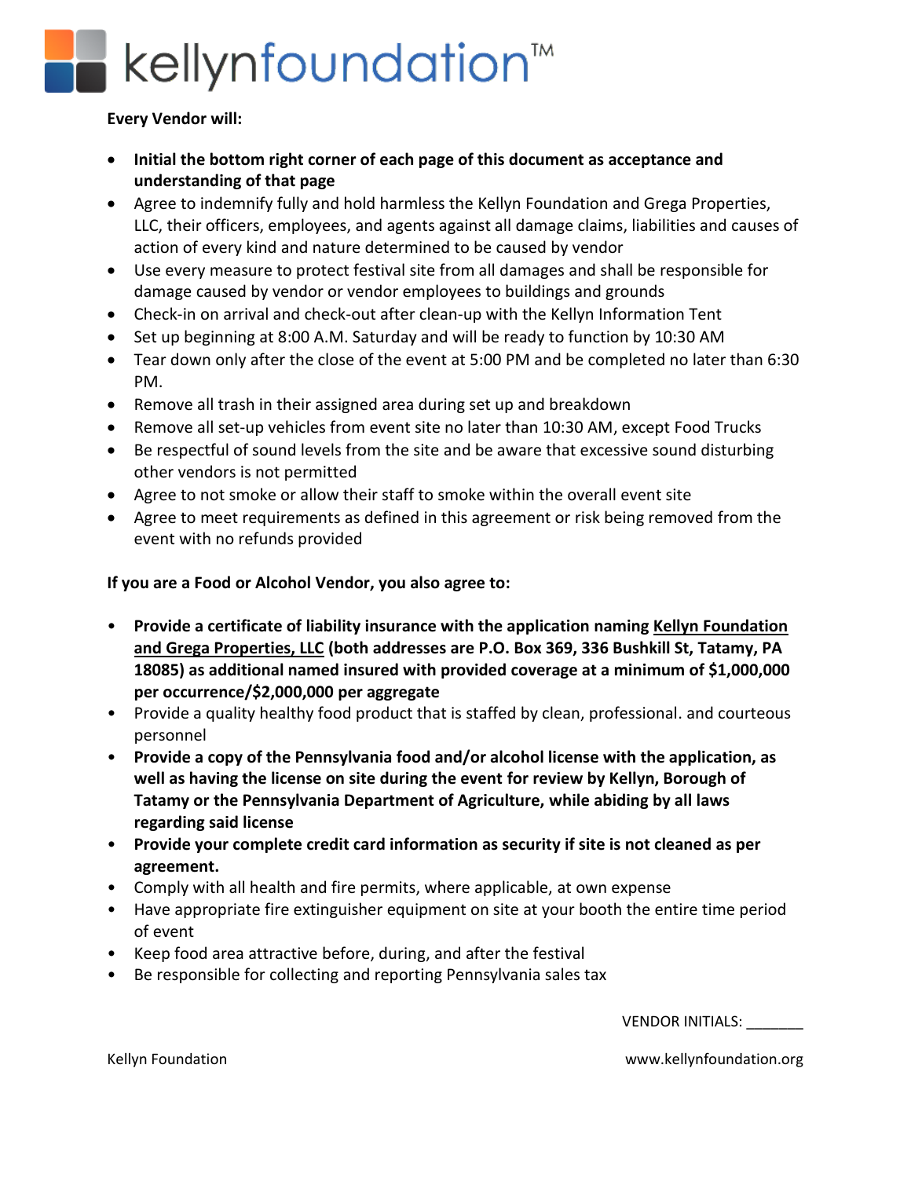**Every Vendor will:**

- **Initial the bottom right corner of each page of this document as acceptance and understanding of that page**
- Agree to indemnify fully and hold harmless the Kellyn Foundation and Grega Properties, LLC, their officers, employees, and agents against all damage claims, liabilities and causes of action of every kind and nature determined to be caused by vendor
- Use every measure to protect festival site from all damages and shall be responsible for damage caused by vendor or vendor employees to buildings and grounds
- Check-in on arrival and check-out after clean-up with the Kellyn Information Tent
- Set up beginning at 8:00 A.M. Saturday and will be ready to function by 10:30 AM
- Tear down only after the close of the event at 5:00 PM and be completed no later than 6:30 PM.
- Remove all trash in their assigned area during set up and breakdown
- Remove all set-up vehicles from event site no later than 10:30 AM, except Food Trucks
- Be respectful of sound levels from the site and be aware that excessive sound disturbing other vendors is not permitted
- Agree to not smoke or allow their staff to smoke within the overall event site
- Agree to meet requirements as defined in this agreement or risk being removed from the event with no refunds provided

**If you are a Food or Alcohol Vendor, you also agree to:**

- **Provide a certificate of liability insurance with the application naming <u>Kellyn Foundation and Grega Properties, LLC</u> (both addresses are P.O. Box 369, 336 Bushkill St, Tatamy, PA 18085) as additional named insured with provided coverage at a minimum of $1,000,000 per occurrence/$2,000,000 per aggregate**
- Provide a quality healthy food product that is staffed by clean, professional. and courteous personnel
- **Provide a copy of the Pennsylvania food and/or alcohol license with the application, as well as having the license on site during the event for review by Kellyn, Borough of Tatamy or the Pennsylvania Department of Agriculture, while abiding by all laws regarding said license**
- **Provide your complete credit card information as security if site is not cleaned as per agreement.**
- Comply with all health and fire permits, where applicable, at own expense
- Have appropriate fire extinguisher equipment on site at your booth the entire time period of event
- Keep food area attractive before, during, and after the festival
- Be responsible for collecting and reporting Pennsylvania sales tax

VENDOR INITIALS: _______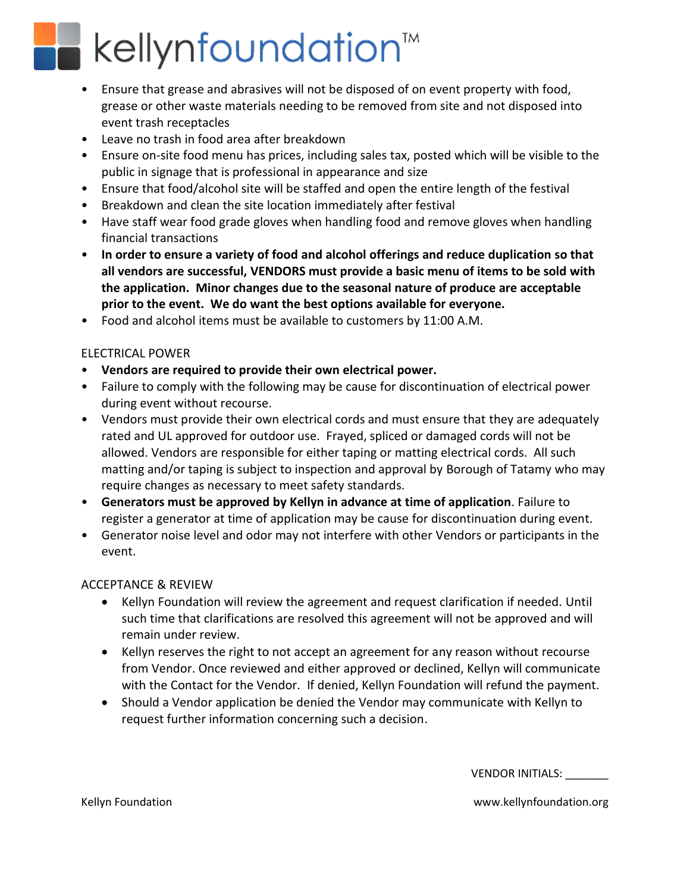- Ensure that grease and abrasives will not be disposed of on event property with food, grease or other waste materials needing to be removed from site and not disposed into event trash receptacles
- Leave no trash in food area after breakdown
- Ensure on-site food menu has prices, including sales tax, posted which will be visible to the public in signage that is professional in appearance and size
- Ensure that food/alcohol site will be staffed and open the entire length of the festival
- Breakdown and clean the site location immediately after festival
- Have staff wear food grade gloves when handling food and remove gloves when handling financial transactions
- **In order to ensure a variety of food and alcohol offerings and reduce duplication so that all vendors are successful, VENDORS must provide a basic menu of items to be sold with the application. Minor changes due to the seasonal nature of produce are acceptable prior to the event. We do want the best options available for everyone.**
- Food and alcohol items must be available to customers by 11:00 A.M.

ELECTRICAL POWER

- **Vendors are required to provide their own electrical power.**
- Failure to comply with the following may be cause for discontinuation of electrical power during event without recourse.
- Vendors must provide their own electrical cords and must ensure that they are adequately rated and UL approved for outdoor use. Frayed, spliced or damaged cords will not be allowed. Vendors are responsible for either taping or matting electrical cords. All such matting and/or taping is subject to inspection and approval by Borough of Tatamy who may require changes as necessary to meet safety standards.
- **Generators must be approved by Kellyn in advance at time of application**. Failure to register a generator at time of application may be cause for discontinuation during event.
- Generator noise level and odor may not interfere with other Vendors or participants in the event.

ACCEPTANCE & REVIEW

- Kellyn Foundation will review the agreement and request clarification if needed. Until such time that clarifications are resolved this agreement will not be approved and will remain under review.
- Kellyn reserves the right to not accept an agreement for any reason without recourse from Vendor. Once reviewed and either approved or declined, Kellyn will communicate with the Contact for the Vendor. If denied, Kellyn Foundation will refund the payment.
- Should a Vendor application be denied the Vendor may communicate with Kellyn to request further information concerning such a decision.

VENDOR INITIALS: _______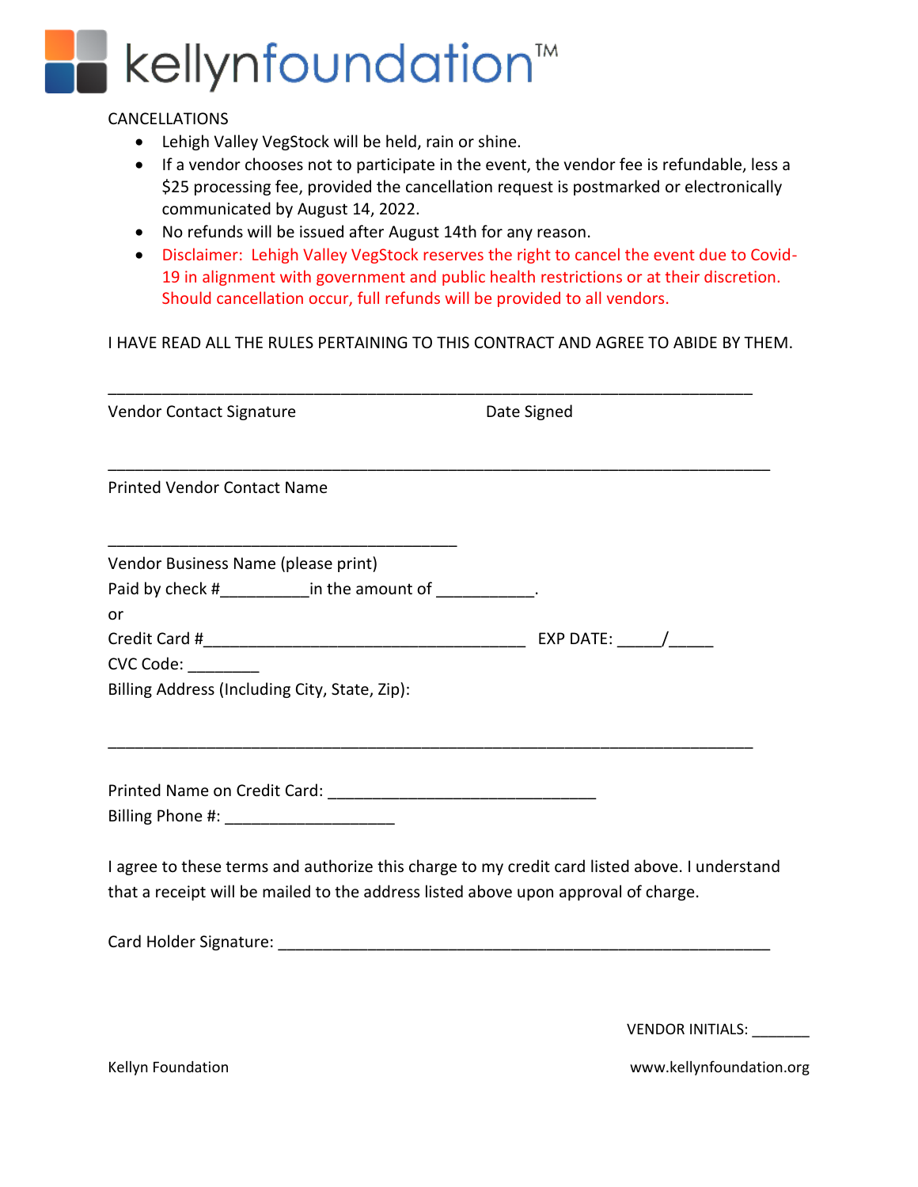kellynfoundation™

CANCELLATIONS

- Lehigh Valley VegStock will be held, rain or shine.
- If a vendor chooses not to participate in the event, the vendor fee is refundable, less a $25 processing fee, provided the cancellation request is postmarked or electronically communicated by August 14, 2022.
- No refunds will be issued after August 14th for any reason.
- Disclaimer: Lehigh Valley VegStock reserves the right to cancel the event due to Covid-19 in alignment with government and public health restrictions or at their discretion. Should cancellation occur, full refunds will be provided to all vendors.

I HAVE READ ALL THE RULES PERTAINING TO THIS CONTRACT AND AGREE TO ABIDE BY THEM.

___________________________________________________________________________

Vendor Contact Signature                                        Date Signed

___________________________________________________________________________

Printed Vendor Contact Name

________________________________________

Vendor Business Name (please print)

Paid by check #__________in the amount of ___________.

or

Credit Card #_____________________________________ EXP DATE: _____/_____

CVC Code: ________

Billing Address (Including City, State, Zip):

___________________________________________________________________________

Printed Name on Credit Card: ______________________________

Billing Phone #: ___________________

I agree to these terms and authorize this charge to my credit card listed above. I understand that a receipt will be mailed to the address listed above upon approval of charge.

Card Holder Signature: ________________________________________________________

VENDOR INITIALS: _______

Kellyn Foundation                                        www.kellynfoundation.org